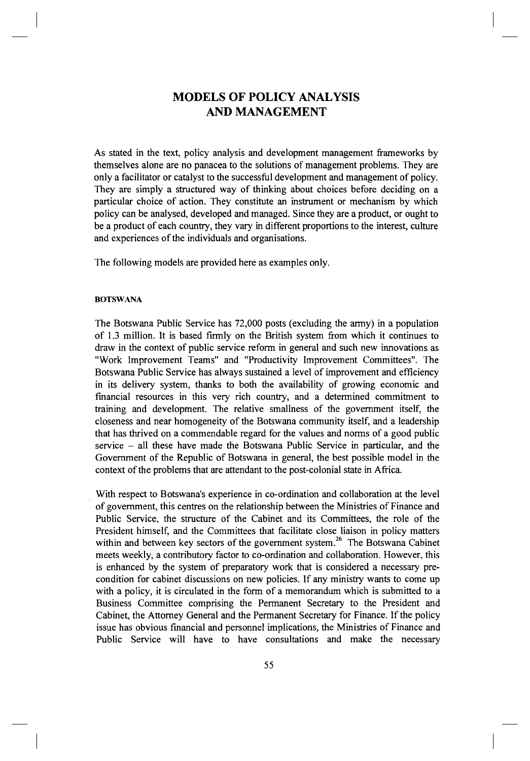# MODELS OF POLICY ANALYSIS AND MANAGEMENT

As stated in the text, policy analysis and development management frameworks by themselves alone are no panacea to the solutions of management problems. They are only a facilitator or catalyst to the successful development and management of policy. They are simply a structured way of thinking about choices before deciding on a particular choice of action. They constitute an instrument or mechanism by which policy can be analysed, developed and managed. Since they are a product, or ought to be a product of each country, they vary in different proportions to the interest, culture and experiences of the individuals and organisations.

The following models are provided here as examples only.

## BOTSWANA

The Botswana Public Service has 72,000 posts (excluding the army) in a population of 1.3 million. It is based firmly on the British system from which it continues to draw in the context of public service reform in general and such new innovations as "Work Improvement Teams" and "Productivity Improvement Committees". The Botswana Public Service has always sustained a level of improvement and efficiency in its delivery system, thanks to both the availability of growing economic and financial resources in this very rich country, and a determined commitment to training and development. The relative smallness of the government itself, the closeness and near homogeneity of the Botswana community itself, and a leadership that has thrived on a commendable regard for the values and norms of a good public service – all these have made the Botswana Public Service in particular, and the Government of the Republic of Botswana in general, the best possible model in the context of the problems that are attendant to the post-colonial state in Africa.

With respect to Botswana's experience in co-ordination and collaboration at the level of government, this centres on the relationship between the Ministries of Finance and Public Service, the structure of the Cabinet and its Committees, the role of the President himself, and the Committees that facilitate close liaison in policy matters within and between key sectors of the government system.[26] The Botswana Cabinet meets weekly, a contributory factor to co-ordination and collaboration. However, this is enhanced by the system of preparatory work that is considered a necessary pre-condition for cabinet discussions on new policies. If any ministry wants to come up with a policy, it is circulated in the form of a memorandum which is submitted to a Business Committee comprising the Permanent Secretary to the President and Cabinet, the Attorney General and the Permanent Secretary for Finance. If the policy issue has obvious financial and personnel implications, the Ministries of Finance and Public Service will have to have consultations and make the necessary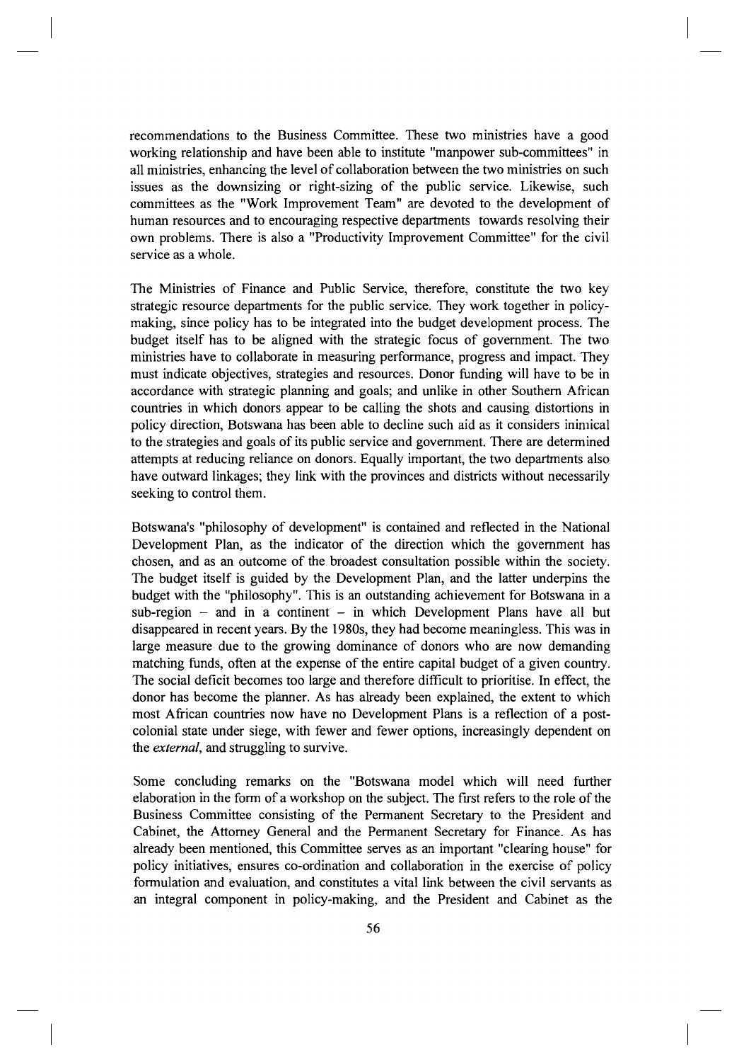recommendations to the Business Committee. These two ministries have a good working relationship and have been able to institute "manpower sub-committees" in all ministries, enhancing the level of collaboration between the two ministries on such issues as the downsizing or right-sizing of the public service. Likewise, such committees as the "Work Improvement Team" are devoted to the development of human resources and to encouraging respective departments towards resolving their own problems. There is also a "Productivity Improvement Committee" for the civil service as a whole.

The Ministries of Finance and Public Service, therefore, constitute the two key strategic resource departments for the public service. They work together in policy-making, since policy has to be integrated into the budget development process. The budget itself has to be aligned with the strategic focus of government. The two ministries have to collaborate in measuring performance, progress and impact. They must indicate objectives, strategies and resources. Donor funding will have to be in accordance with strategic planning and goals; and unlike in other Southern African countries in which donors appear to be calling the shots and causing distortions in policy direction, Botswana has been able to decline such aid as it considers inimical to the strategies and goals of its public service and government. There are determined attempts at reducing reliance on donors. Equally important, the two departments also have outward linkages; they link with the provinces and districts without necessarily seeking to control them.

Botswana's "philosophy of development" is contained and reflected in the National Development Plan, as the indicator of the direction which the government has chosen, and as an outcome of the broadest consultation possible within the society. The budget itself is guided by the Development Plan, and the latter underpins the budget with the "philosophy". This is an outstanding achievement for Botswana in a sub-region – and in a continent – in which Development Plans have all but disappeared in recent years. By the 1980s, they had become meaningless. This was in large measure due to the growing dominance of donors who are now demanding matching funds, often at the expense of the entire capital budget of a given country. The social deficit becomes too large and therefore difficult to prioritise. In effect, the donor has become the planner. As has already been explained, the extent to which most African countries now have no Development Plans is a reflection of a post-colonial state under siege, with fewer and fewer options, increasingly dependent on the *external*, and struggling to survive.

Some concluding remarks on the "Botswana model which will need further elaboration in the form of a workshop on the subject. The first refers to the role of the Business Committee consisting of the Permanent Secretary to the President and Cabinet, the Attorney General and the Permanent Secretary for Finance. As has already been mentioned, this Committee serves as an important "clearing house" for policy initiatives, ensures co-ordination and collaboration in the exercise of policy formulation and evaluation, and constitutes a vital link between the civil servants as an integral component in policy-making, and the President and Cabinet as the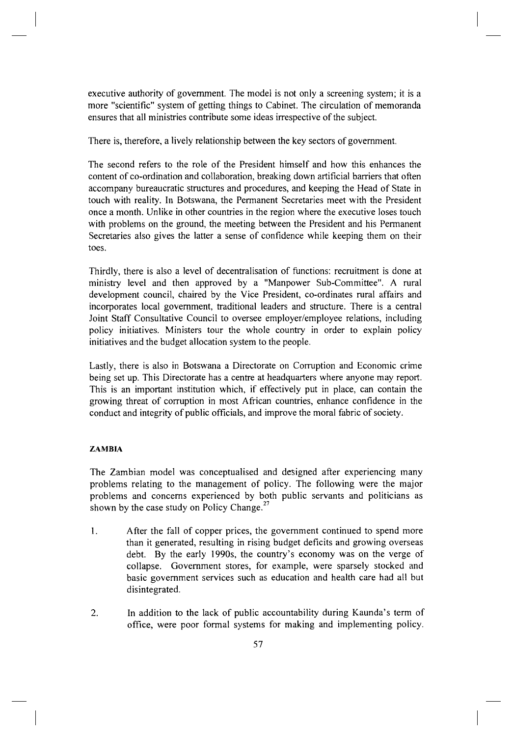executive authority of government. The model is not only a screening system; it is a more "scientific" system of getting things to Cabinet. The circulation of memoranda ensures that all ministries contribute some ideas irrespective of the subject.

There is, therefore, a lively relationship between the key sectors of government.

The second refers to the role of the President himself and how this enhances the content of co-ordination and collaboration, breaking down artificial barriers that often accompany bureaucratic structures and procedures, and keeping the Head of State in touch with reality. In Botswana, the Permanent Secretaries meet with the President once a month. Unlike in other countries in the region where the executive loses touch with problems on the ground, the meeting between the President and his Permanent Secretaries also gives the latter a sense of confidence while keeping them on their toes.

Thirdly, there is also a level of decentralisation of functions: recruitment is done at ministry level and then approved by a "Manpower Sub-Committee". A rural development council, chaired by the Vice President, co-ordinates rural affairs and incorporates local government, traditional leaders and structure. There is a central Joint Staff Consultative Council to oversee employer/employee relations, including policy initiatives. Ministers tour the whole country in order to explain policy initiatives and the budget allocation system to the people.

Lastly, there is also in Botswana a Directorate on Corruption and Economic crime being set up. This Directorate has a centre at headquarters where anyone may report. This is an important institution which, if effectively put in place, can contain the growing threat of corruption in most African countries, enhance confidence in the conduct and integrity of public officials, and improve the moral fabric of society.

### ZAMBIA

The Zambian model was conceptualised and designed after experiencing many problems relating to the management of policy. The following were the major problems and concerns experienced by both public servants and politicians as shown by the case study on Policy Change.[27]

1. After the fall of copper prices, the government continued to spend more than it generated, resulting in rising budget deficits and growing overseas debt. By the early 1990s, the country's economy was on the verge of collapse. Government stores, for example, were sparsely stocked and basic government services such as education and health care had all but disintegrated.

2. In addition to the lack of public accountability during Kaunda's term of office, were poor formal systems for making and implementing policy.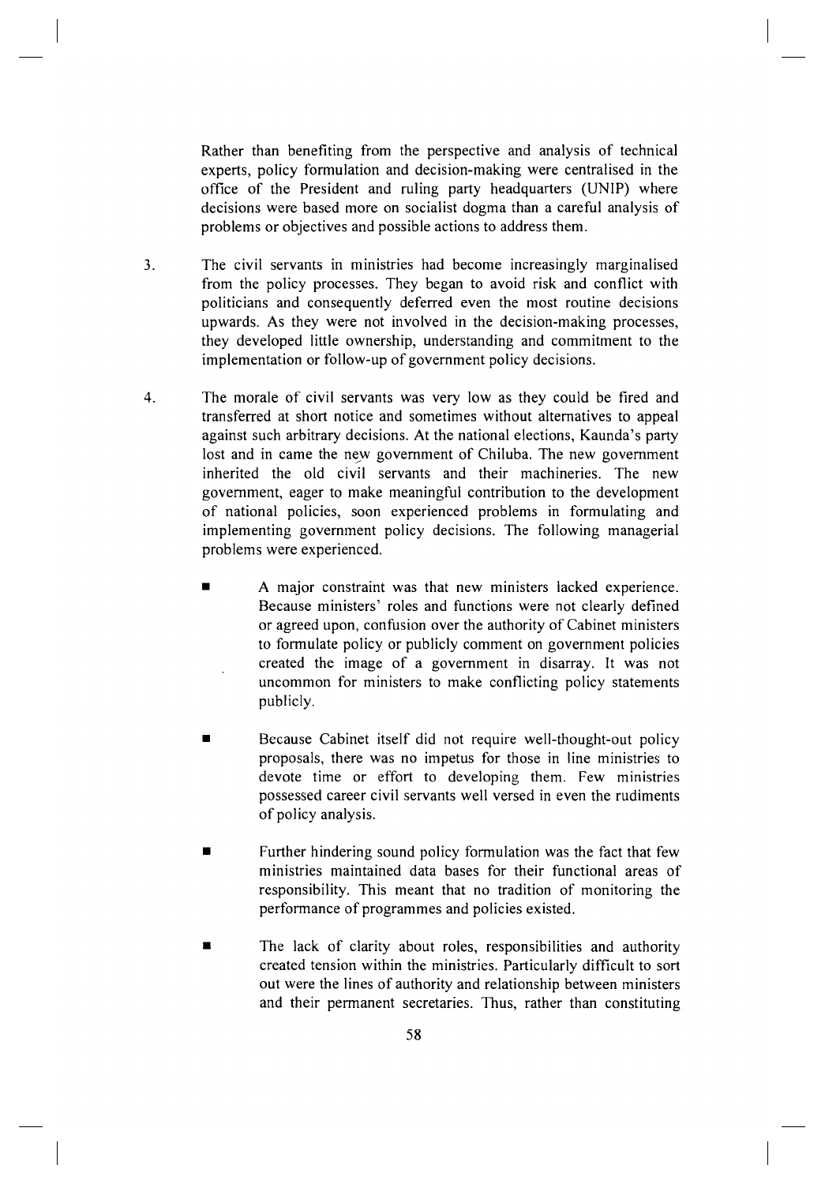Rather than benefiting from the perspective and analysis of technical experts, policy formulation and decision-making were centralised in the office of the President and ruling party headquarters (UNIP) where decisions were based more on socialist dogma than a careful analysis of problems or objectives and possible actions to address them.

3. The civil servants in ministries had become increasingly marginalised from the policy processes. They began to avoid risk and conflict with politicians and consequently deferred even the most routine decisions upwards. As they were not involved in the decision-making processes, they developed little ownership, understanding and commitment to the implementation or follow-up of government policy decisions.

4. The morale of civil servants was very low as they could be fired and transferred at short notice and sometimes without alternatives to appeal against such arbitrary decisions. At the national elections, Kaunda's party lost and in came the new government of Chiluba. The new government inherited the old civil servants and their machineries. The new government, eager to make meaningful contribution to the development of national policies, soon experienced problems in formulating and implementing government policy decisions. The following managerial problems were experienced.

   - A major constraint was that new ministers lacked experience. Because ministers' roles and functions were not clearly defined or agreed upon, confusion over the authority of Cabinet ministers to formulate policy or publicly comment on government policies created the image of a government in disarray. It was not uncommon for ministers to make conflicting policy statements publicly.

   - Because Cabinet itself did not require well-thought-out policy proposals, there was no impetus for those in line ministries to devote time or effort to developing them. Few ministries possessed career civil servants well versed in even the rudiments of policy analysis.

   - Further hindering sound policy formulation was the fact that few ministries maintained data bases for their functional areas of responsibility. This meant that no tradition of monitoring the performance of programmes and policies existed.

   - The lack of clarity about roles, responsibilities and authority created tension within the ministries. Particularly difficult to sort out were the lines of authority and relationship between ministers and their permanent secretaries. Thus, rather than constituting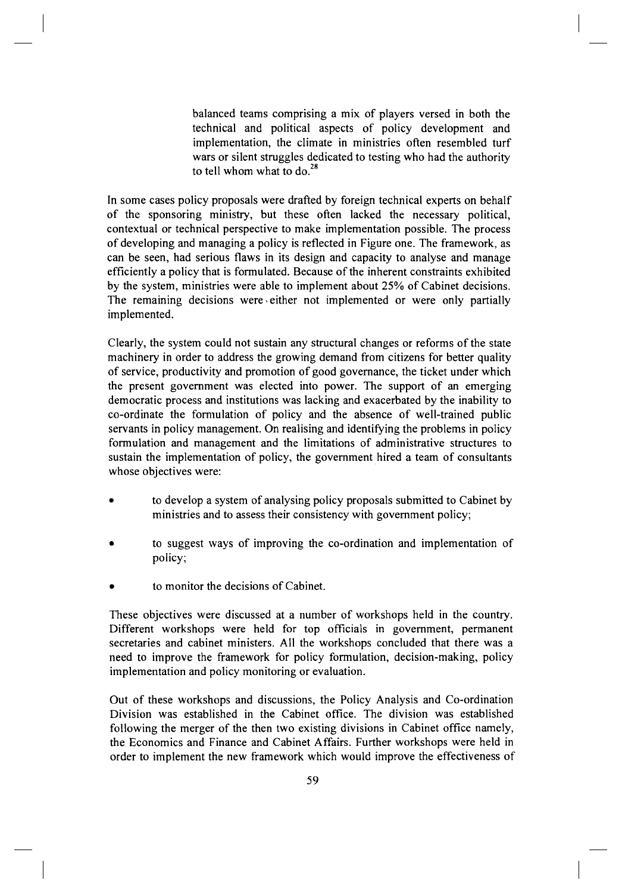> balanced teams comprising a mix of players versed in both the technical and political aspects of policy development and implementation, the climate in ministries often resembled turf wars or silent struggles dedicated to testing who had the authority to tell whom what to do.[28]

In some cases policy proposals were drafted by foreign technical experts on behalf of the sponsoring ministry, but these often lacked the necessary political, contextual or technical perspective to make implementation possible. The process of developing and managing a policy is reflected in Figure one. The framework, as can be seen, had serious flaws in its design and capacity to analyse and manage efficiently a policy that is formulated. Because of the inherent constraints exhibited by the system, ministries were able to implement about 25% of Cabinet decisions. The remaining decisions were either not implemented or were only partially implemented.

Clearly, the system could not sustain any structural changes or reforms of the state machinery in order to address the growing demand from citizens for better quality of service, productivity and promotion of good governance, the ticket under which the present government was elected into power. The support of an emerging democratic process and institutions was lacking and exacerbated by the inability to co-ordinate the formulation of policy and the absence of well-trained public servants in policy management. On realising and identifying the problems in policy formulation and management and the limitations of administrative structures to sustain the implementation of policy, the government hired a team of consultants whose objectives were:

- to develop a system of analysing policy proposals submitted to Cabinet by ministries and to assess their consistency with government policy;
- to suggest ways of improving the co-ordination and implementation of policy;
- to monitor the decisions of Cabinet.

These objectives were discussed at a number of workshops held in the country. Different workshops were held for top officials in government, permanent secretaries and cabinet ministers. All the workshops concluded that there was a need to improve the framework for policy formulation, decision-making, policy implementation and policy monitoring or evaluation.

Out of these workshops and discussions, the Policy Analysis and Co-ordination Division was established in the Cabinet office. The division was established following the merger of the then two existing divisions in Cabinet office namely, the Economics and Finance and Cabinet Affairs. Further workshops were held in order to implement the new framework which would improve the effectiveness of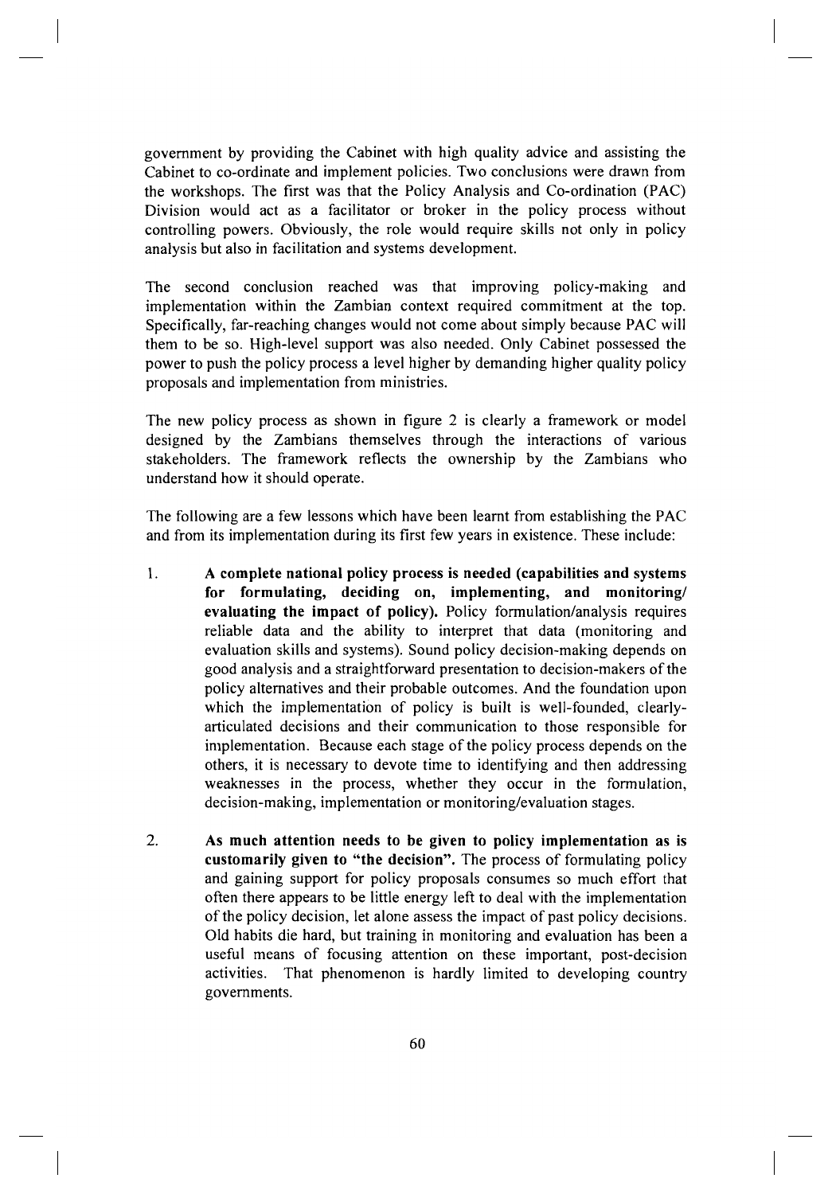government by providing the Cabinet with high quality advice and assisting the Cabinet to co-ordinate and implement policies. Two conclusions were drawn from the workshops. The first was that the Policy Analysis and Co-ordination (PAC) Division would act as a facilitator or broker in the policy process without controlling powers. Obviously, the role would require skills not only in policy analysis but also in facilitation and systems development.

The second conclusion reached was that improving policy-making and implementation within the Zambian context required commitment at the top. Specifically, far-reaching changes would not come about simply because PAC will them to be so. High-level support was also needed. Only Cabinet possessed the power to push the policy process a level higher by demanding higher quality policy proposals and implementation from ministries.

The new policy process as shown in figure 2 is clearly a framework or model designed by the Zambians themselves through the interactions of various stakeholders. The framework reflects the ownership by the Zambians who understand how it should operate.

The following are a few lessons which have been learnt from establishing the PAC and from its implementation during its first few years in existence. These include:

1. **A complete national policy process is needed (capabilities and systems for formulating, deciding on, implementing, and monitoring/ evaluating the impact of policy).** Policy formulation/analysis requires reliable data and the ability to interpret that data (monitoring and evaluation skills and systems). Sound policy decision-making depends on good analysis and a straightforward presentation to decision-makers of the policy alternatives and their probable outcomes. And the foundation upon which the implementation of policy is built is well-founded, clearly-articulated decisions and their communication to those responsible for implementation. Because each stage of the policy process depends on the others, it is necessary to devote time to identifying and then addressing weaknesses in the process, whether they occur in the formulation, decision-making, implementation or monitoring/evaluation stages.

2. **As much attention needs to be given to policy implementation as is customarily given to "the decision".** The process of formulating policy and gaining support for policy proposals consumes so much effort that often there appears to be little energy left to deal with the implementation of the policy decision, let alone assess the impact of past policy decisions. Old habits die hard, but training in monitoring and evaluation has been a useful means of focusing attention on these important, post-decision activities. That phenomenon is hardly limited to developing country governments.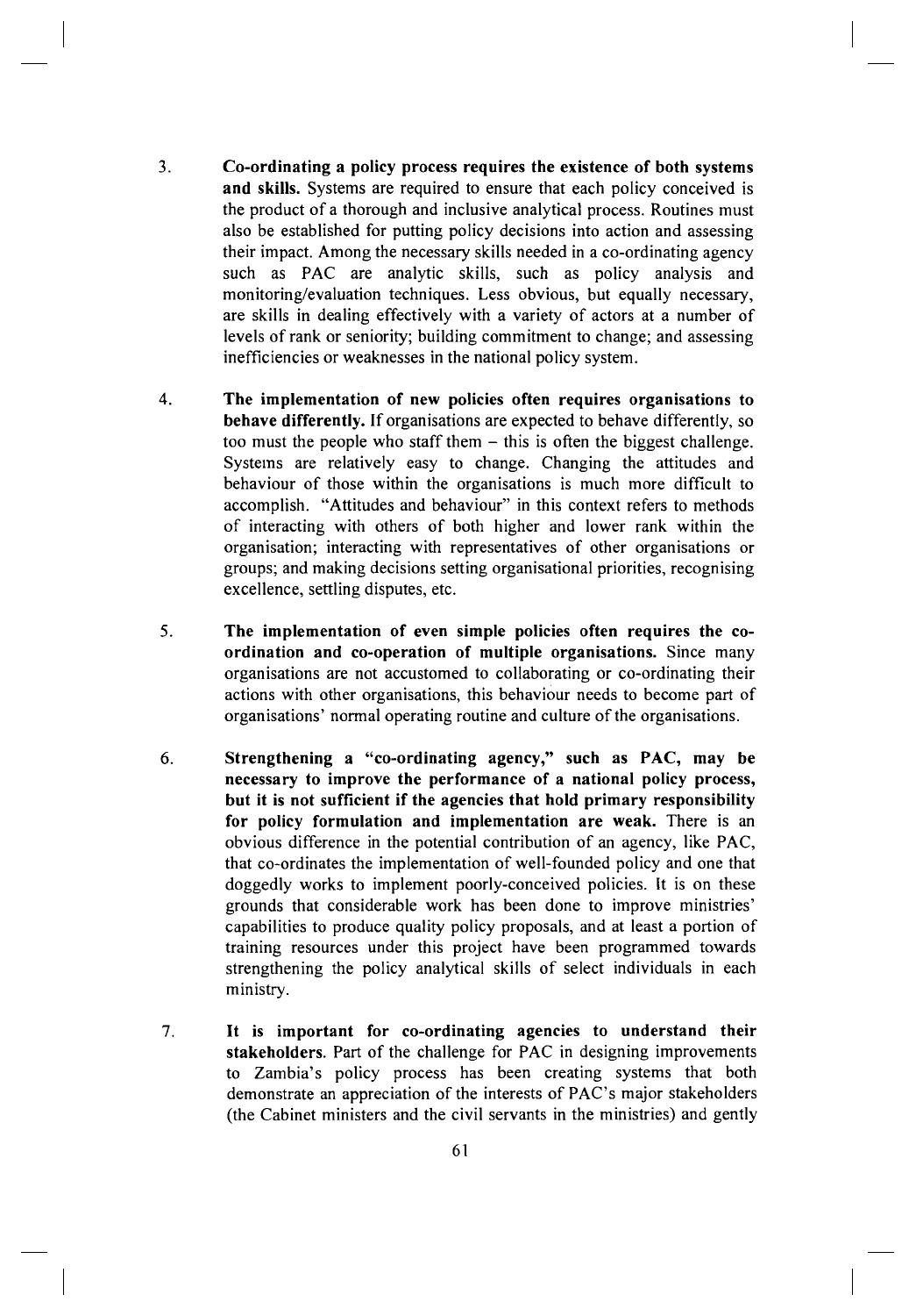3. **Co-ordinating a policy process requires the existence of both systems and skills.** Systems are required to ensure that each policy conceived is the product of a thorough and inclusive analytical process. Routines must also be established for putting policy decisions into action and assessing their impact. Among the necessary skills needed in a co-ordinating agency such as PAC are analytic skills, such as policy analysis and monitoring/evaluation techniques. Less obvious, but equally necessary, are skills in dealing effectively with a variety of actors at a number of levels of rank or seniority; building commitment to change; and assessing inefficiencies or weaknesses in the national policy system.

4. **The implementation of new policies often requires organisations to behave differently.** If organisations are expected to behave differently, so too must the people who staff them – this is often the biggest challenge. Systems are relatively easy to change. Changing the attitudes and behaviour of those within the organisations is much more difficult to accomplish. "Attitudes and behaviour" in this context refers to methods of interacting with others of both higher and lower rank within the organisation; interacting with representatives of other organisations or groups; and making decisions setting organisational priorities, recognising excellence, settling disputes, etc.

5. **The implementation of even simple policies often requires the co-ordination and co-operation of multiple organisations.** Since many organisations are not accustomed to collaborating or co-ordinating their actions with other organisations, this behaviour needs to become part of organisations' normal operating routine and culture of the organisations.

6. **Strengthening a "co-ordinating agency," such as PAC, may be necessary to improve the performance of a national policy process, but it is not sufficient if the agencies that hold primary responsibility for policy formulation and implementation are weak.** There is an obvious difference in the potential contribution of an agency, like PAC, that co-ordinates the implementation of well-founded policy and one that doggedly works to implement poorly-conceived policies. It is on these grounds that considerable work has been done to improve ministries' capabilities to produce quality policy proposals, and at least a portion of training resources under this project have been programmed towards strengthening the policy analytical skills of select individuals in each ministry.

7. **It is important for co-ordinating agencies to understand their stakeholders.** Part of the challenge for PAC in designing improvements to Zambia's policy process has been creating systems that both demonstrate an appreciation of the interests of PAC's major stakeholders (the Cabinet ministers and the civil servants in the ministries) and gently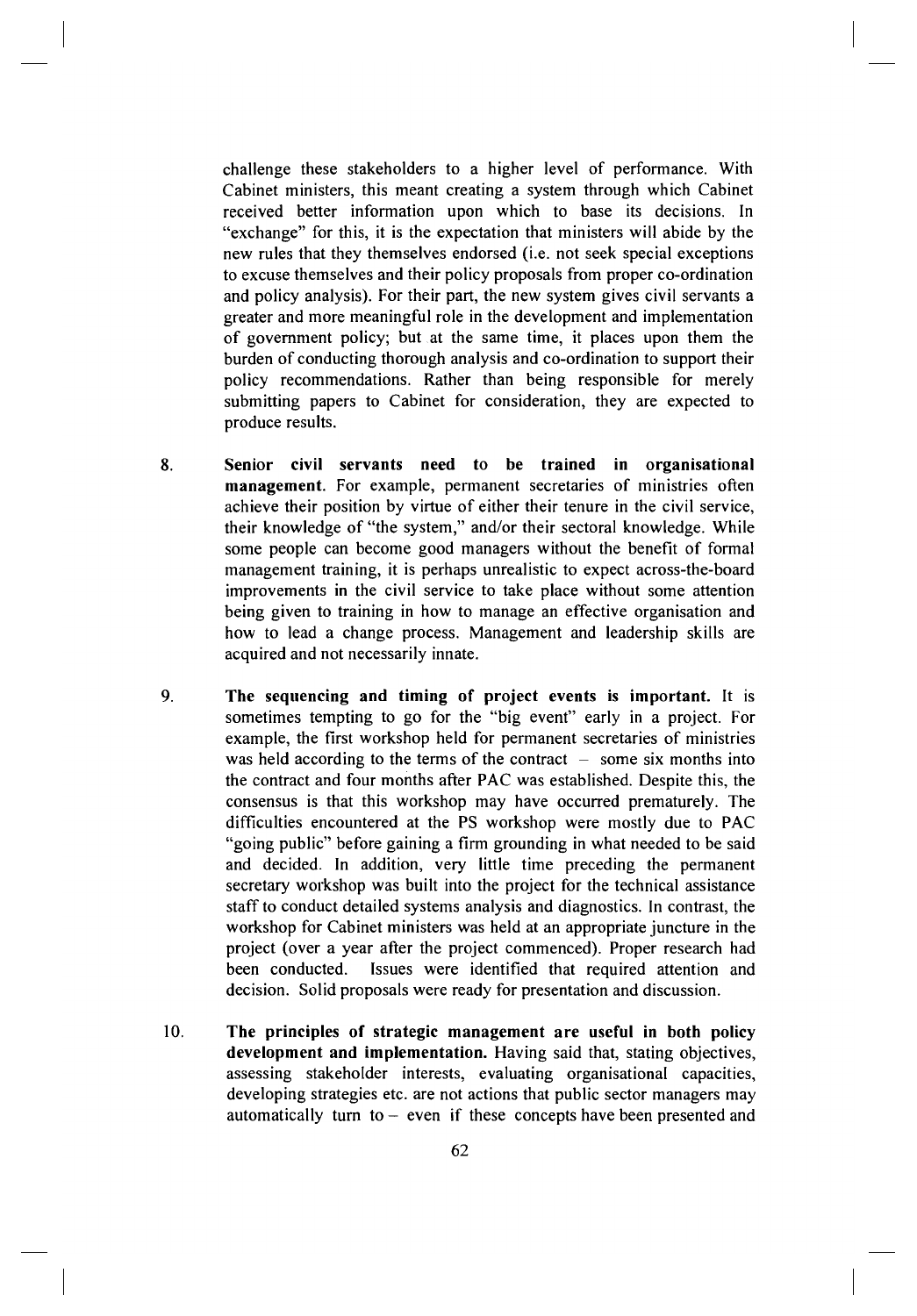challenge these stakeholders to a higher level of performance. With Cabinet ministers, this meant creating a system through which Cabinet received better information upon which to base its decisions. In "exchange" for this, it is the expectation that ministers will abide by the new rules that they themselves endorsed (i.e. not seek special exceptions to excuse themselves and their policy proposals from proper co-ordination and policy analysis). For their part, the new system gives civil servants a greater and more meaningful role in the development and implementation of government policy; but at the same time, it places upon them the burden of conducting thorough analysis and co-ordination to support their policy recommendations. Rather than being responsible for merely submitting papers to Cabinet for consideration, they are expected to produce results.

8. **Senior civil servants need to be trained in organisational management.** For example, permanent secretaries of ministries often achieve their position by virtue of either their tenure in the civil service, their knowledge of "the system," and/or their sectoral knowledge. While some people can become good managers without the benefit of formal management training, it is perhaps unrealistic to expect across-the-board improvements in the civil service to take place without some attention being given to training in how to manage an effective organisation and how to lead a change process. Management and leadership skills are acquired and not necessarily innate.

9. **The sequencing and timing of project events is important.** It is sometimes tempting to go for the "big event" early in a project. For example, the first workshop held for permanent secretaries of ministries was held according to the terms of the contract – some six months into the contract and four months after PAC was established. Despite this, the consensus is that this workshop may have occurred prematurely. The difficulties encountered at the PS workshop were mostly due to PAC "going public" before gaining a firm grounding in what needed to be said and decided. In addition, very little time preceding the permanent secretary workshop was built into the project for the technical assistance staff to conduct detailed systems analysis and diagnostics. In contrast, the workshop for Cabinet ministers was held at an appropriate juncture in the project (over a year after the project commenced). Proper research had been conducted. Issues were identified that required attention and decision. Solid proposals were ready for presentation and discussion.

10. **The principles of strategic management are useful in both policy development and implementation.** Having said that, stating objectives, assessing stakeholder interests, evaluating organisational capacities, developing strategies etc. are not actions that public sector managers may automatically turn to – even if these concepts have been presented and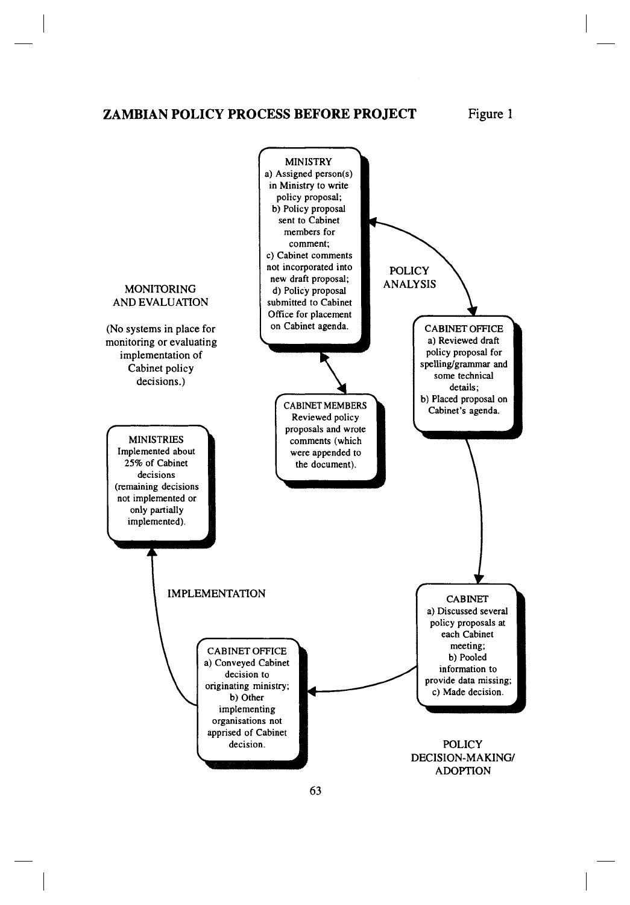## ZAMBIAN POLICY PROCESS BEFORE PROJECT

Figure 1

**MINISTRY**
a) Assigned person(s) in Ministry to write policy proposal;
b) Policy proposal sent to Cabinet members for comment;
c) Cabinet comments not incorporated into new draft proposal;
d) Policy proposal submitted to Cabinet Office for placement on Cabinet agenda.

**CABINET MEMBERS**
Reviewed policy proposals and wrote comments (which were appended to the document).

POLICY ANALYSIS

**CABINET OFFICE**
a) Reviewed draft policy proposal for spelling/grammar and some technical details;
b) Placed proposal on Cabinet's agenda.

**CABINET**
a) Discussed several policy proposals at each Cabinet meeting;
b) Pooled information to provide data missing;
c) Made decision.

POLICY DECISION-MAKING/ ADOPTION

**CABINET OFFICE**
a) Conveyed Cabinet decision to originating ministry;
b) Other implementing organisations not apprised of Cabinet decision.

IMPLEMENTATION

**MINISTRIES**
Implemented about 25% of Cabinet decisions (remaining decisions not implemented or only partially implemented).

MONITORING AND EVALUATION

(No systems in place for monitoring or evaluating implementation of Cabinet policy decisions.)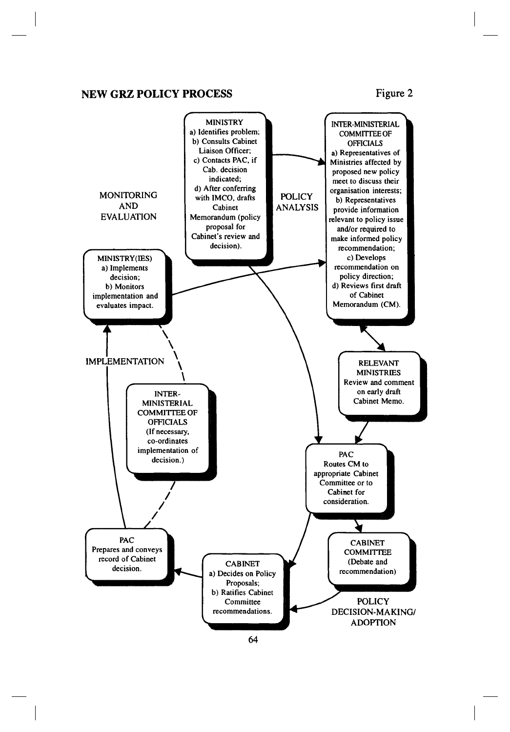## NEW GRZ POLICY PROCESS

Figure 2

**MINISTRY**
a) Identifies problem;
b) Consults Cabinet Liaison Officer;
c) Contacts PAC, if Cab. decision indicated;
d) After conferring with IMCO, drafts Cabinet Memorandum (policy proposal for Cabinet's review and decision).

POLICY ANALYSIS

**INTER-MINISTERIAL COMMITTEE OF OFFICIALS**
a) Representatives of Ministries affected by proposed new policy meet to discuss their organisation interests;
b) Representatives provide information relevant to policy issue and/or required to make informed policy recommendation;
c) Develops recommendation on policy direction;
d) Reviews first draft of Cabinet Memorandum (CM).

**RELEVANT MINISTRIES**
Review and comment on early draft Cabinet Memo.

**PAC**
Routes CM to appropriate Cabinet Committee or to Cabinet for consideration.

**CABINET COMMITTEE**
(Debate and recommendation)

POLICY DECISION-MAKING/ ADOPTION

**CABINET**
a) Decides on Policy Proposals;
b) Ratifies Cabinet Committee recommendations.

**PAC**
Prepares and conveys record of Cabinet decision.

IMPLEMENTATION

**INTER-MINISTERIAL COMMITTEE OF OFFICIALS**
(If necessary, co-ordinates implementation of decision.)

MONITORING AND EVALUATION

**MINISTRY(IES)**
a) Implements decision;
b) Monitors implementation and evaluates impact.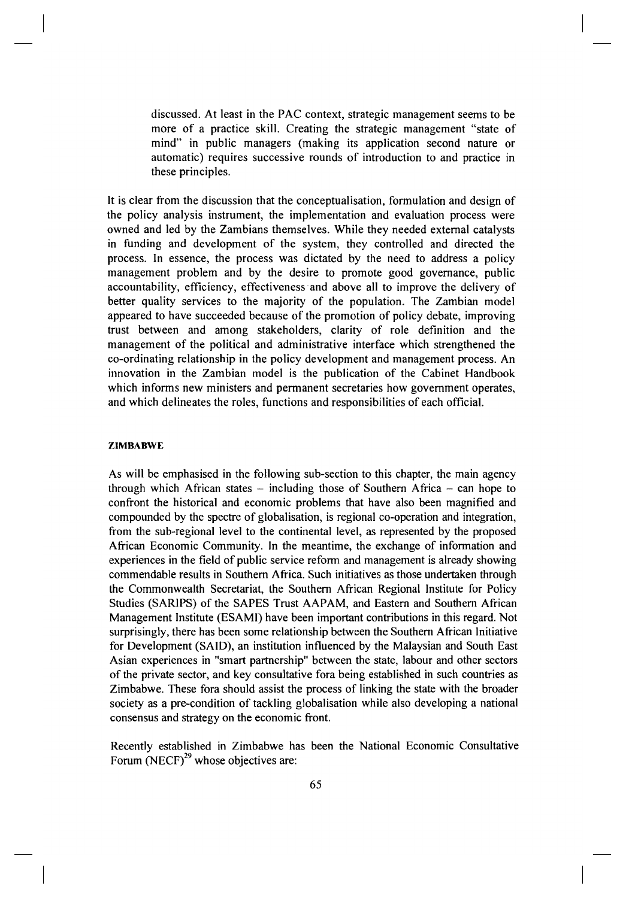discussed. At least in the PAC context, strategic management seems to be more of a practice skill. Creating the strategic management "state of mind" in public managers (making its application second nature or automatic) requires successive rounds of introduction to and practice in these principles.

It is clear from the discussion that the conceptualisation, formulation and design of the policy analysis instrument, the implementation and evaluation process were owned and led by the Zambians themselves. While they needed external catalysts in funding and development of the system, they controlled and directed the process. In essence, the process was dictated by the need to address a policy management problem and by the desire to promote good governance, public accountability, efficiency, effectiveness and above all to improve the delivery of better quality services to the majority of the population. The Zambian model appeared to have succeeded because of the promotion of policy debate, improving trust between and among stakeholders, clarity of role definition and the management of the political and administrative interface which strengthened the co-ordinating relationship in the policy development and management process. An innovation in the Zambian model is the publication of the Cabinet Handbook which informs new ministers and permanent secretaries how government operates, and which delineates the roles, functions and responsibilities of each official.

#### ZIMBABWE

As will be emphasised in the following sub-section to this chapter, the main agency through which African states – including those of Southern Africa – can hope to confront the historical and economic problems that have also been magnified and compounded by the spectre of globalisation, is regional co-operation and integration, from the sub-regional level to the continental level, as represented by the proposed African Economic Community. In the meantime, the exchange of information and experiences in the field of public service reform and management is already showing commendable results in Southern Africa. Such initiatives as those undertaken through the Commonwealth Secretariat, the Southern African Regional Institute for Policy Studies (SARIPS) of the SAPES Trust AAPAM, and Eastern and Southern African Management Institute (ESAMI) have been important contributions in this regard. Not surprisingly, there has been some relationship between the Southern African Initiative for Development (SAID), an institution influenced by the Malaysian and South East Asian experiences in "smart partnership" between the state, labour and other sectors of the private sector, and key consultative fora being established in such countries as Zimbabwe. These fora should assist the process of linking the state with the broader society as a pre-condition of tackling globalisation while also developing a national consensus and strategy on the economic front.

Recently established in Zimbabwe has been the National Economic Consultative Forum (NECF)[29] whose objectives are: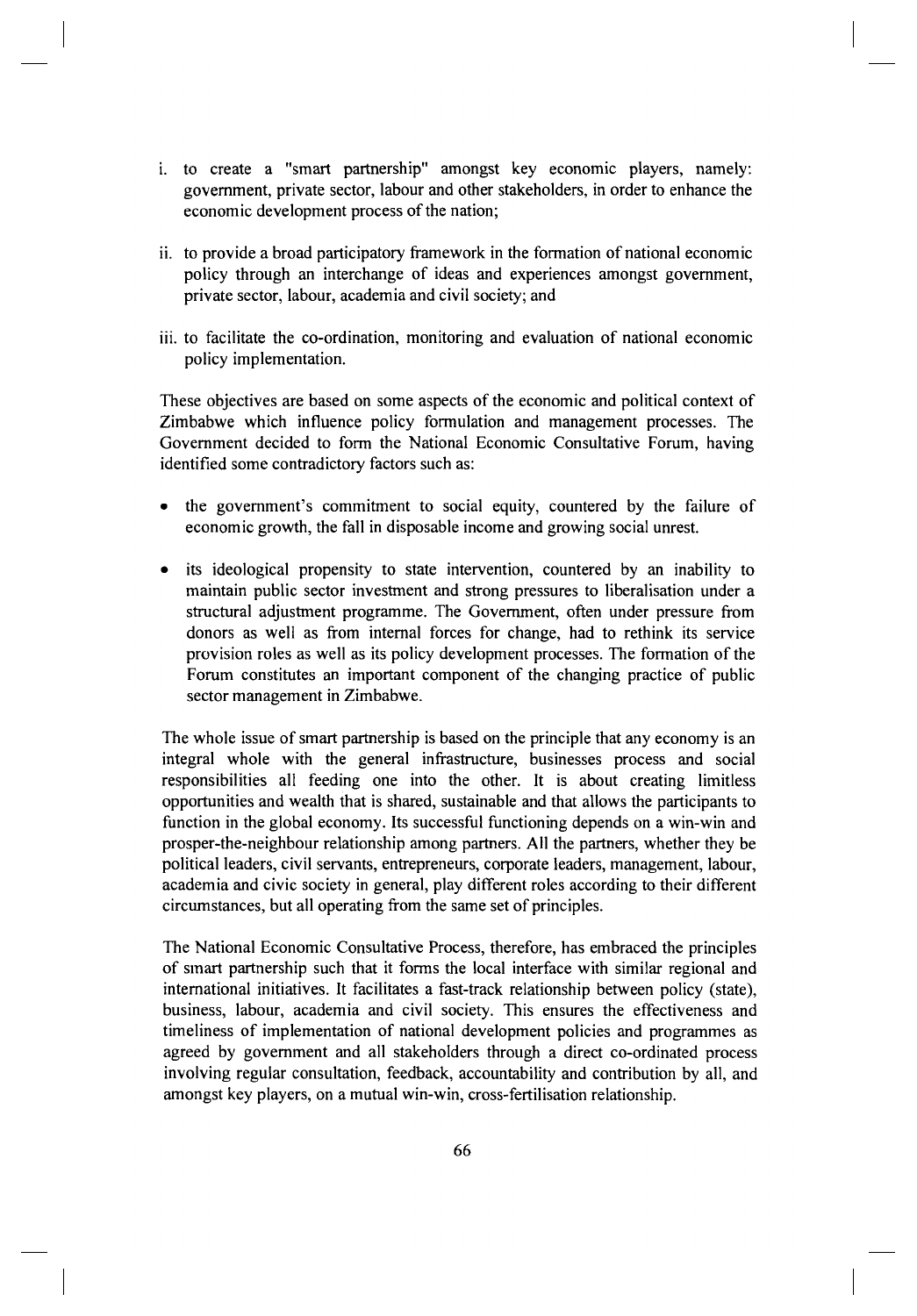i. to create a "smart partnership" amongst key economic players, namely: government, private sector, labour and other stakeholders, in order to enhance the economic development process of the nation;

ii. to provide a broad participatory framework in the formation of national economic policy through an interchange of ideas and experiences amongst government, private sector, labour, academia and civil society; and

iii. to facilitate the co-ordination, monitoring and evaluation of national economic policy implementation.

These objectives are based on some aspects of the economic and political context of Zimbabwe which influence policy formulation and management processes. The Government decided to form the National Economic Consultative Forum, having identified some contradictory factors such as:

- the government's commitment to social equity, countered by the failure of economic growth, the fall in disposable income and growing social unrest.
- its ideological propensity to state intervention, countered by an inability to maintain public sector investment and strong pressures to liberalisation under a structural adjustment programme. The Government, often under pressure from donors as well as from internal forces for change, had to rethink its service provision roles as well as its policy development processes. The formation of the Forum constitutes an important component of the changing practice of public sector management in Zimbabwe.

The whole issue of smart partnership is based on the principle that any economy is an integral whole with the general infrastructure, businesses process and social responsibilities all feeding one into the other. It is about creating limitless opportunities and wealth that is shared, sustainable and that allows the participants to function in the global economy. Its successful functioning depends on a win-win and prosper-the-neighbour relationship among partners. All the partners, whether they be political leaders, civil servants, entrepreneurs, corporate leaders, management, labour, academia and civic society in general, play different roles according to their different circumstances, but all operating from the same set of principles.

The National Economic Consultative Process, therefore, has embraced the principles of smart partnership such that it forms the local interface with similar regional and international initiatives. It facilitates a fast-track relationship between policy (state), business, labour, academia and civil society. This ensures the effectiveness and timeliness of implementation of national development policies and programmes as agreed by government and all stakeholders through a direct co-ordinated process involving regular consultation, feedback, accountability and contribution by all, and amongst key players, on a mutual win-win, cross-fertilisation relationship.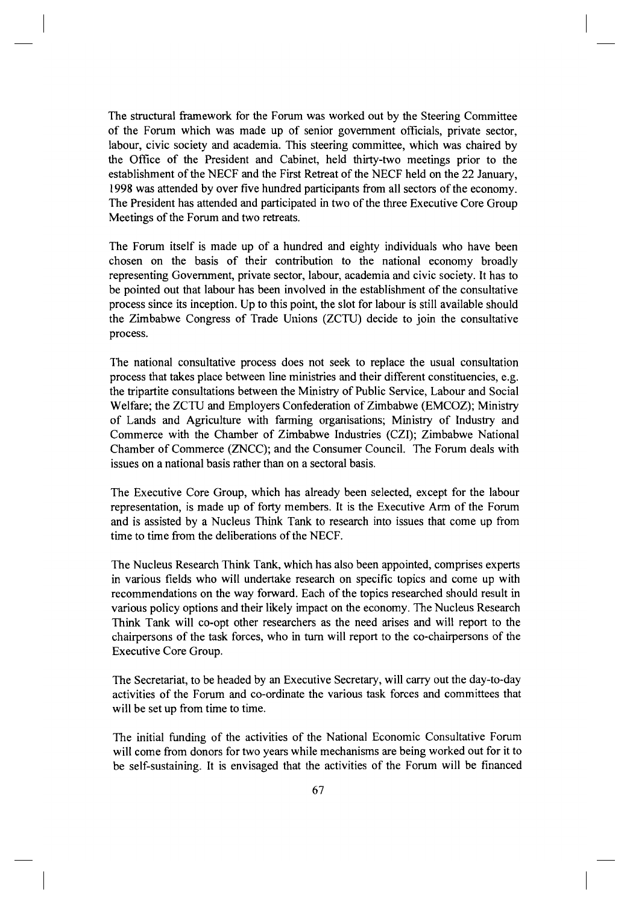The structural framework for the Forum was worked out by the Steering Committee of the Forum which was made up of senior government officials, private sector, labour, civic society and academia. This steering committee, which was chaired by the Office of the President and Cabinet, held thirty-two meetings prior to the establishment of the NECF and the First Retreat of the NECF held on the 22 January, 1998 was attended by over five hundred participants from all sectors of the economy. The President has attended and participated in two of the three Executive Core Group Meetings of the Forum and two retreats.

The Forum itself is made up of a hundred and eighty individuals who have been chosen on the basis of their contribution to the national economy broadly representing Government, private sector, labour, academia and civic society. It has to be pointed out that labour has been involved in the establishment of the consultative process since its inception. Up to this point, the slot for labour is still available should the Zimbabwe Congress of Trade Unions (ZCTU) decide to join the consultative process.

The national consultative process does not seek to replace the usual consultation process that takes place between line ministries and their different constituencies, e.g. the tripartite consultations between the Ministry of Public Service, Labour and Social Welfare; the ZCTU and Employers Confederation of Zimbabwe (EMCOZ); Ministry of Lands and Agriculture with farming organisations; Ministry of Industry and Commerce with the Chamber of Zimbabwe Industries (CZI); Zimbabwe National Chamber of Commerce (ZNCC); and the Consumer Council. The Forum deals with issues on a national basis rather than on a sectoral basis.

The Executive Core Group, which has already been selected, except for the labour representation, is made up of forty members. It is the Executive Arm of the Forum and is assisted by a Nucleus Think Tank to research into issues that come up from time to time from the deliberations of the NECF.

The Nucleus Research Think Tank, which has also been appointed, comprises experts in various fields who will undertake research on specific topics and come up with recommendations on the way forward. Each of the topics researched should result in various policy options and their likely impact on the economy. The Nucleus Research Think Tank will co-opt other researchers as the need arises and will report to the chairpersons of the task forces, who in turn will report to the co-chairpersons of the Executive Core Group.

The Secretariat, to be headed by an Executive Secretary, will carry out the day-to-day activities of the Forum and co-ordinate the various task forces and committees that will be set up from time to time.

The initial funding of the activities of the National Economic Consultative Forum will come from donors for two years while mechanisms are being worked out for it to be self-sustaining. It is envisaged that the activities of the Forum will be financed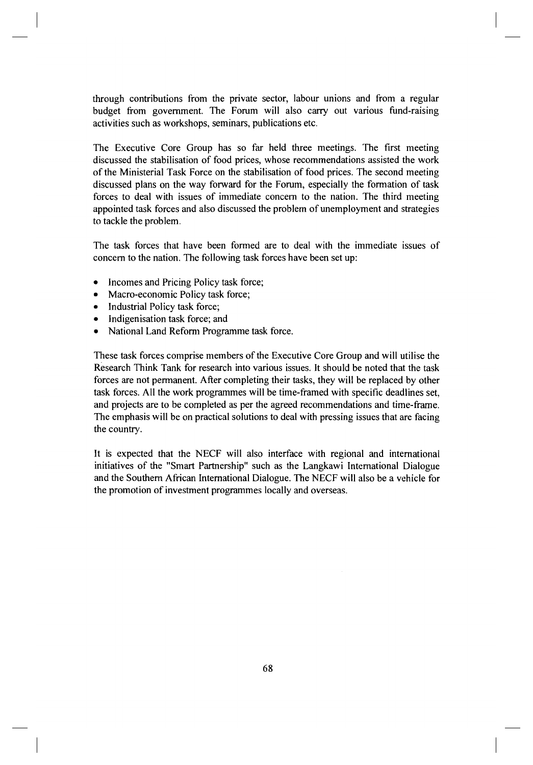through contributions from the private sector, labour unions and from a regular budget from government. The Forum will also carry out various fund-raising activities such as workshops, seminars, publications etc.

The Executive Core Group has so far held three meetings. The first meeting discussed the stabilisation of food prices, whose recommendations assisted the work of the Ministerial Task Force on the stabilisation of food prices. The second meeting discussed plans on the way forward for the Forum, especially the formation of task forces to deal with issues of immediate concern to the nation. The third meeting appointed task forces and also discussed the problem of unemployment and strategies to tackle the problem.

The task forces that have been formed are to deal with the immediate issues of concern to the nation. The following task forces have been set up:

- Incomes and Pricing Policy task force;
- Macro-economic Policy task force;
- Industrial Policy task force;
- Indigenisation task force; and
- National Land Reform Programme task force.

These task forces comprise members of the Executive Core Group and will utilise the Research Think Tank for research into various issues. It should be noted that the task forces are not permanent. After completing their tasks, they will be replaced by other task forces. All the work programmes will be time-framed with specific deadlines set, and projects are to be completed as per the agreed recommendations and time-frame. The emphasis will be on practical solutions to deal with pressing issues that are facing the country.

It is expected that the NECF will also interface with regional and international initiatives of the "Smart Partnership" such as the Langkawi International Dialogue and the Southern African International Dialogue. The NECF will also be a vehicle for the promotion of investment programmes locally and overseas.